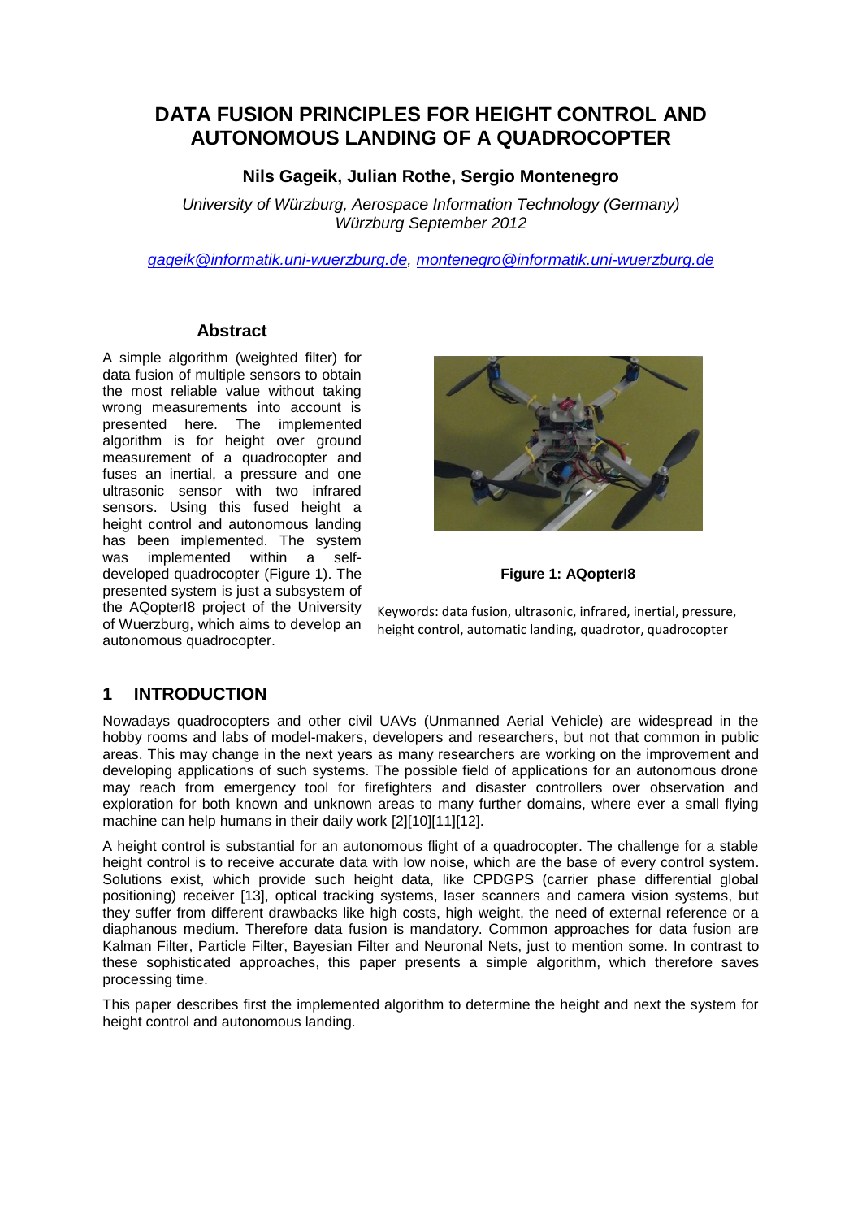# DATA FUSION PRINCIPLES FOR HEIGHT CONTROL AND AUTONOMOUS LANDING OF A QUADROCOPTER

**Nils Gageik, Julian Rothe, Sergio Montenegro**

*University of Würzburg, Aerospace Information Technology (Germany)*
*Würzburg September 2012*

*gageik@informatik.uni-wuerzburg.de, montenegro@informatik.uni-wuerzburg.de*

## Abstract

A simple algorithm (weighted filter) for data fusion of multiple sensors to obtain the most reliable value without taking wrong measurements into account is presented here. The implemented algorithm is for height over ground measurement of a quadrocopter and fuses an inertial, a pressure and one ultrasonic sensor with two infrared sensors. Using this fused height a height control and autonomous landing has been implemented. The system was implemented within a self-developed quadrocopter (Figure 1). The presented system is just a subsystem of the AQopterI8 project of the University of Wuerzburg, which aims to develop an autonomous quadrocopter.

**Figure 1: AQopterI8**

Keywords: data fusion, ultrasonic, infrared, inertial, pressure, height control, automatic landing, quadrotor, quadrocopter

## 1 INTRODUCTION

Nowadays quadrocopters and other civil UAVs (Unmanned Aerial Vehicle) are widespread in the hobby rooms and labs of model-makers, developers and researchers, but not that common in public areas. This may change in the next years as many researchers are working on the improvement and developing applications of such systems. The possible field of applications for an autonomous drone may reach from emergency tool for firefighters and disaster controllers over observation and exploration for both known and unknown areas to many further domains, where ever a small flying machine can help humans in their daily work [2][10][11][12].

A height control is substantial for an autonomous flight of a quadrocopter. The challenge for a stable height control is to receive accurate data with low noise, which are the base of every control system. Solutions exist, which provide such height data, like CPDGPS (carrier phase differential global positioning) receiver [13], optical tracking systems, laser scanners and camera vision systems, but they suffer from different drawbacks like high costs, high weight, the need of external reference or a diaphanous medium. Therefore data fusion is mandatory. Common approaches for data fusion are Kalman Filter, Particle Filter, Bayesian Filter and Neuronal Nets, just to mention some. In contrast to these sophisticated approaches, this paper presents a simple algorithm, which therefore saves processing time.

This paper describes first the implemented algorithm to determine the height and next the system for height control and autonomous landing.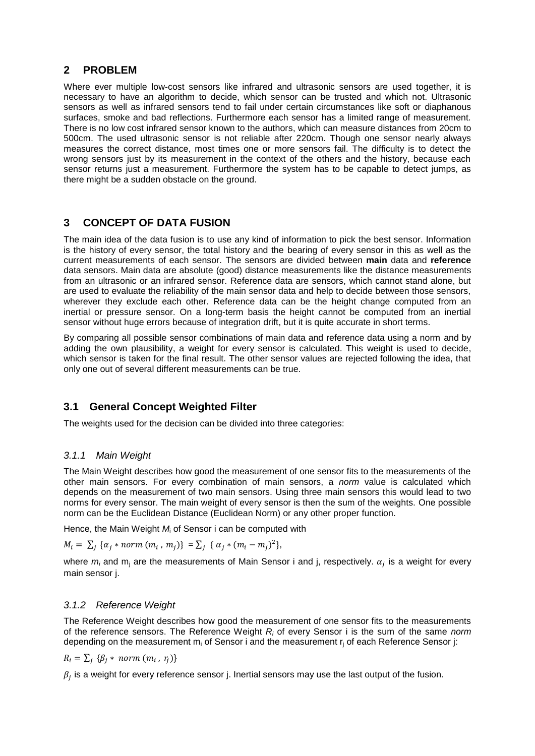## 2 PROBLEM

Where ever multiple low-cost sensors like infrared and ultrasonic sensors are used together, it is necessary to have an algorithm to decide, which sensor can be trusted and which not. Ultrasonic sensors as well as infrared sensors tend to fail under certain circumstances like soft or diaphanous surfaces, smoke and bad reflections. Furthermore each sensor has a limited range of measurement. There is no low cost infrared sensor known to the authors, which can measure distances from 20cm to 500cm. The used ultrasonic sensor is not reliable after 220cm. Though one sensor nearly always measures the correct distance, most times one or more sensors fail. The difficulty is to detect the wrong sensors just by its measurement in the context of the others and the history, because each sensor returns just a measurement. Furthermore the system has to be capable to detect jumps, as there might be a sudden obstacle on the ground.

## 3 CONCEPT OF DATA FUSION

The main idea of the data fusion is to use any kind of information to pick the best sensor. Information is the history of every sensor, the total history and the bearing of every sensor in this as well as the current measurements of each sensor. The sensors are divided between **main** data and **reference** data sensors. Main data are absolute (good) distance measurements like the distance measurements from an ultrasonic or an infrared sensor. Reference data are sensors, which cannot stand alone, but are used to evaluate the reliability of the main sensor data and help to decide between those sensors, wherever they exclude each other. Reference data can be the height change computed from an inertial or pressure sensor. On a long-term basis the height cannot be computed from an inertial sensor without huge errors because of integration drift, but it is quite accurate in short terms.

By comparing all possible sensor combinations of main data and reference data using a norm and by adding the own plausibility, a weight for every sensor is calculated. This weight is used to decide, which sensor is taken for the final result. The other sensor values are rejected following the idea, that only one out of several different measurements can be true.

### 3.1 General Concept Weighted Filter

The weights used for the decision can be divided into three categories:

#### *3.1.1 Main Weight*

The Main Weight describes how good the measurement of one sensor fits to the measurements of the other main sensors. For every combination of main sensors, a *norm* value is calculated which depends on the measurement of two main sensors. Using three main sensors this would lead to two norms for every sensor. The main weight of every sensor is then the sum of the weights. One possible norm can be the Euclidean Distance (Euclidean Norm) or any other proper function.

Hence, the Main Weight $M_i$ of Sensor i can be computed with

$$M_i = \sum_j \{\alpha_j * norm\,(m_i\,,\, m_j)\} = \sum_j \{\,\alpha_j * (m_i - m_j)^2\},$$

where $m_i$ and $m_j$ are the measurements of Main Sensor i and j, respectively. $\alpha_j$ is a weight for every main sensor j.

#### *3.1.2 Reference Weight*

The Reference Weight describes how good the measurement of one sensor fits to the measurements of the reference sensors. The Reference Weight $R_i$ of every Sensor i is the sum of the same *norm* depending on the measurement $m_i$ of Sensor i and the measurement $r_j$ of each Reference Sensor j:

$$R_i = \sum_j \{\beta_j * \; norm\,(m_i\,,\, r_j)\}$$

$\beta_j$ is a weight for every reference sensor j. Inertial sensors may use the last output of the fusion.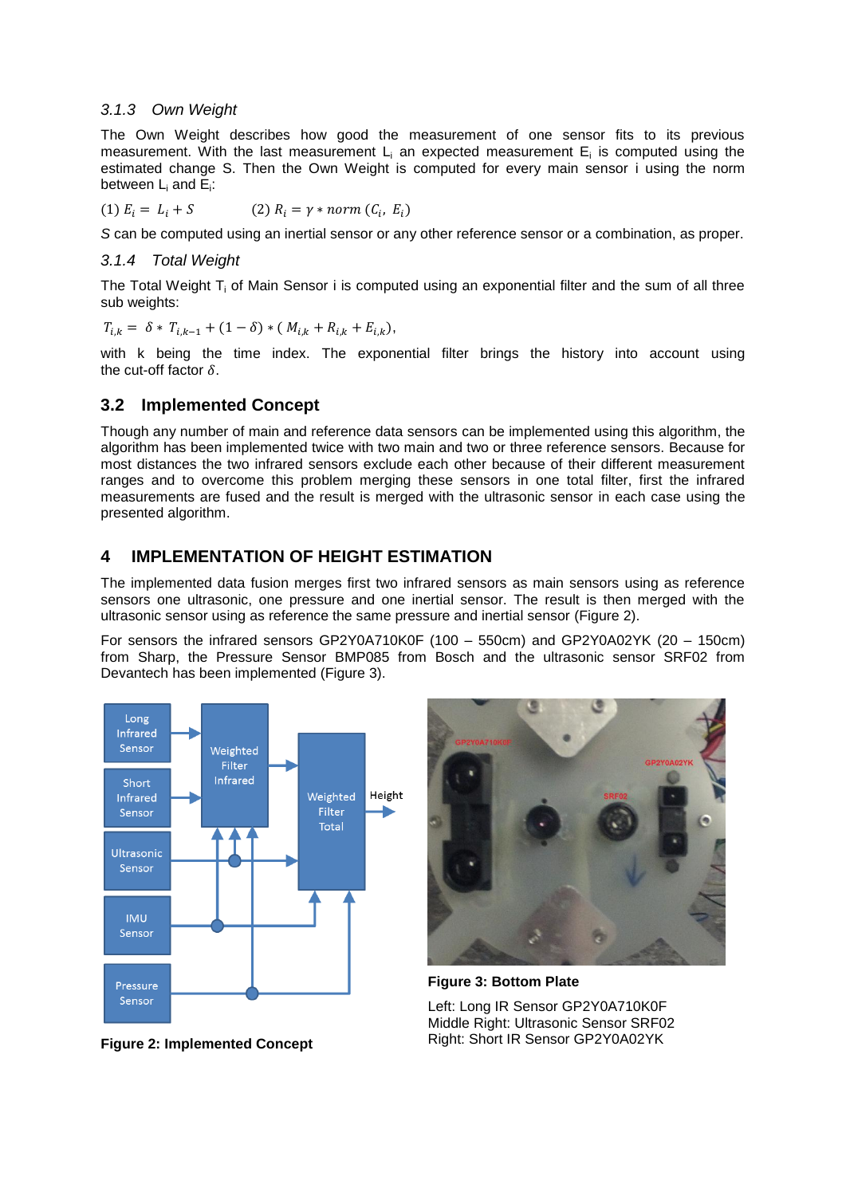### 3.1.3 Own Weight

The Own Weight describes how good the measurement of one sensor fits to its previous measurement. With the last measurement $L_i$ an expected measurement $E_i$ is computed using the estimated change S. Then the Own Weight is computed for every main sensor i using the norm between $L_i$ and $E_i$:

(1) $E_i = L_i + S$ (2) $R_i = \gamma * norm\,(C_i,\ E_i)$

*S* can be computed using an inertial sensor or any other reference sensor or a combination, as proper.

### 3.1.4 Total Weight

The Total Weight $T_i$ of Main Sensor i is computed using an exponential filter and the sum of all three sub weights:

$$T_{i,k} = \delta * T_{i,k-1} + (1-\delta) * (M_{i,k} + R_{i,k} + E_{i,k}),$$

with k being the time index. The exponential filter brings the history into account using the cut-off factor $\delta$.

## 3.2 Implemented Concept

Though any number of main and reference data sensors can be implemented using this algorithm, the algorithm has been implemented twice with two main and two or three reference sensors. Because for most distances the two infrared sensors exclude each other because of their different measurement ranges and to overcome this problem merging these sensors in one total filter, first the infrared measurements are fused and the result is merged with the ultrasonic sensor in each case using the presented algorithm.

# 4 IMPLEMENTATION OF HEIGHT ESTIMATION

The implemented data fusion merges first two infrared sensors as main sensors using as reference sensors one ultrasonic, one pressure and one inertial sensor. The result is then merged with the ultrasonic sensor using as reference the same pressure and inertial sensor (Figure 2).

For sensors the infrared sensors GP2Y0A710K0F (100 – 550cm) and GP2Y0A02YK (20 – 150cm) from Sharp, the Pressure Sensor BMP085 from Bosch and the ultrasonic sensor SRF02 from Devantech has been implemented (Figure 3).

**Figure 2: Implemented Concept**

**Figure 3: Bottom Plate**

Left: Long IR Sensor GP2Y0A710K0F
Middle Right: Ultrasonic Sensor SRF02
Right: Short IR Sensor GP2Y0A02YK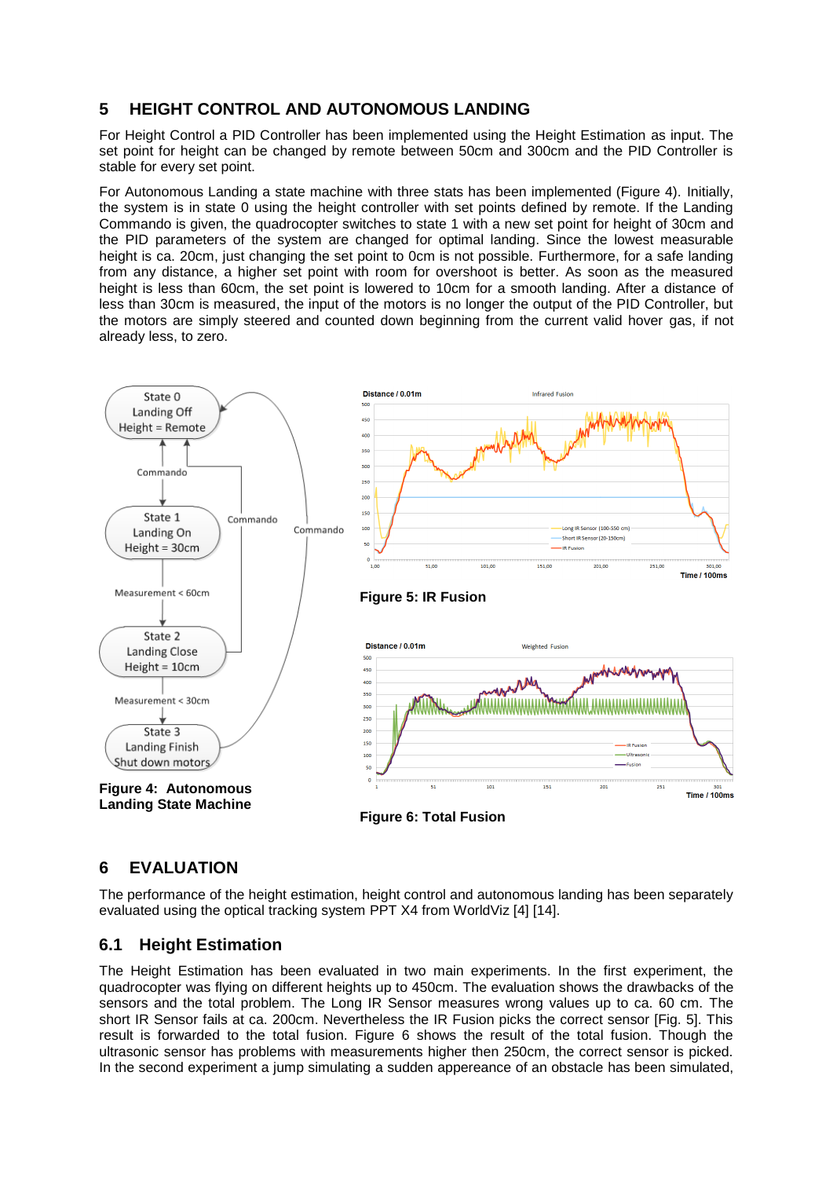## 5 HEIGHT CONTROL AND AUTONOMOUS LANDING

For Height Control a PID Controller has been implemented using the Height Estimation as input. The set point for height can be changed by remote between 50cm and 300cm and the PID Controller is stable for every set point.

For Autonomous Landing a state machine with three stats has been implemented (Figure 4). Initially, the system is in state 0 using the height controller with set points defined by remote. If the Landing Commando is given, the quadrocopter switches to state 1 with a new set point for height of 30cm and the PID parameters of the system are changed for optimal landing. Since the lowest measurable height is ca. 20cm, just changing the set point to 0cm is not possible. Furthermore, for a safe landing from any distance, a higher set point with room for overshoot is better. As soon as the measured height is less than 60cm, the set point is lowered to 10cm for a smooth landing. After a distance of less than 30cm is measured, the input of the motors is no longer the output of the PID Controller, but the motors are simply steered and counted down beginning from the current valid hover gas, if not already less, to zero.

**Figure 4: Autonomous Landing State Machine**

**Figure 5: IR Fusion**

**Figure 6: Total Fusion**

## 6 EVALUATION

The performance of the height estimation, height control and autonomous landing has been separately evaluated using the optical tracking system PPT X4 from WorldViz [4] [14].

### 6.1 Height Estimation

The Height Estimation has been evaluated in two main experiments. In the first experiment, the quadrocopter was flying on different heights up to 450cm. The evaluation shows the drawbacks of the sensors and the total problem. The Long IR Sensor measures wrong values up to ca. 60 cm. The short IR Sensor fails at ca. 200cm. Nevertheless the IR Fusion picks the correct sensor [Fig. 5]. This result is forwarded to the total fusion. Figure 6 shows the result of the total fusion. Though the ultrasonic sensor has problems with measurements higher then 250cm, the correct sensor is picked. In the second experiment a jump simulating a sudden appereance of an obstacle has been simulated,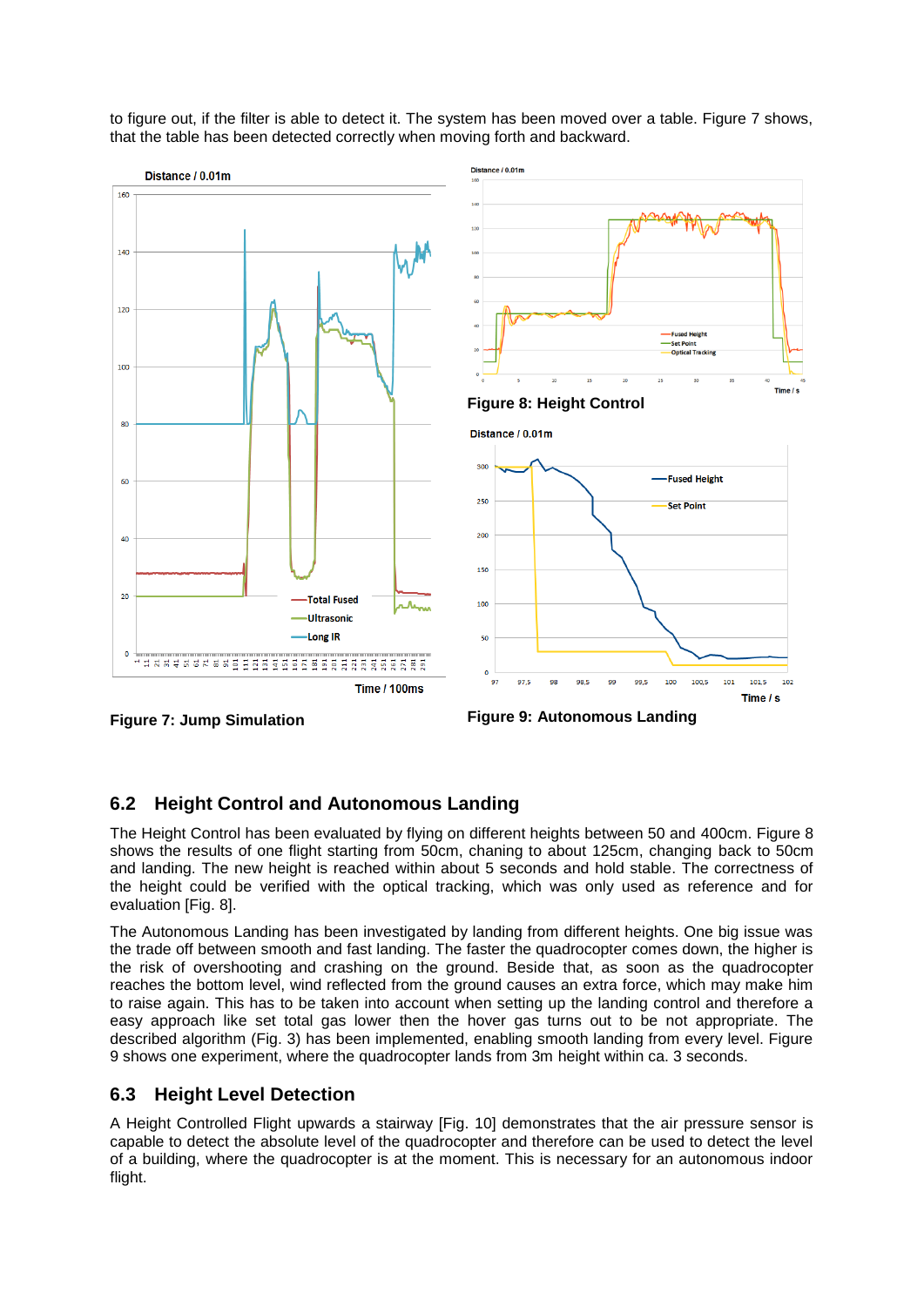to figure out, if the filter is able to detect it. The system has been moved over a table. Figure 7 shows, that the table has been detected correctly when moving forth and backward.

Figure 7: Jump Simulation

Figure 8: Height Control

Figure 9: Autonomous Landing

## 6.2 Height Control and Autonomous Landing

The Height Control has been evaluated by flying on different heights between 50 and 400cm. Figure 8 shows the results of one flight starting from 50cm, chaning to about 125cm, changing back to 50cm and landing. The new height is reached within about 5 seconds and hold stable. The correctness of the height could be verified with the optical tracking, which was only used as reference and for evaluation [Fig. 8].

The Autonomous Landing has been investigated by landing from different heights. One big issue was the trade off between smooth and fast landing. The faster the quadrocopter comes down, the higher is the risk of overshooting and crashing on the ground. Beside that, as soon as the quadrocopter reaches the bottom level, wind reflected from the ground causes an extra force, which may make him to raise again. This has to be taken into account when setting up the landing control and therefore a easy approach like set total gas lower then the hover gas turns out to be not appropriate. The described algorithm (Fig. 3) has been implemented, enabling smooth landing from every level. Figure 9 shows one experiment, where the quadrocopter lands from 3m height within ca. 3 seconds.

## 6.3 Height Level Detection

A Height Controlled Flight upwards a stairway [Fig. 10] demonstrates that the air pressure sensor is capable to detect the absolute level of the quadrocopter and therefore can be used to detect the level of a building, where the quadrocopter is at the moment. This is necessary for an autonomous indoor flight.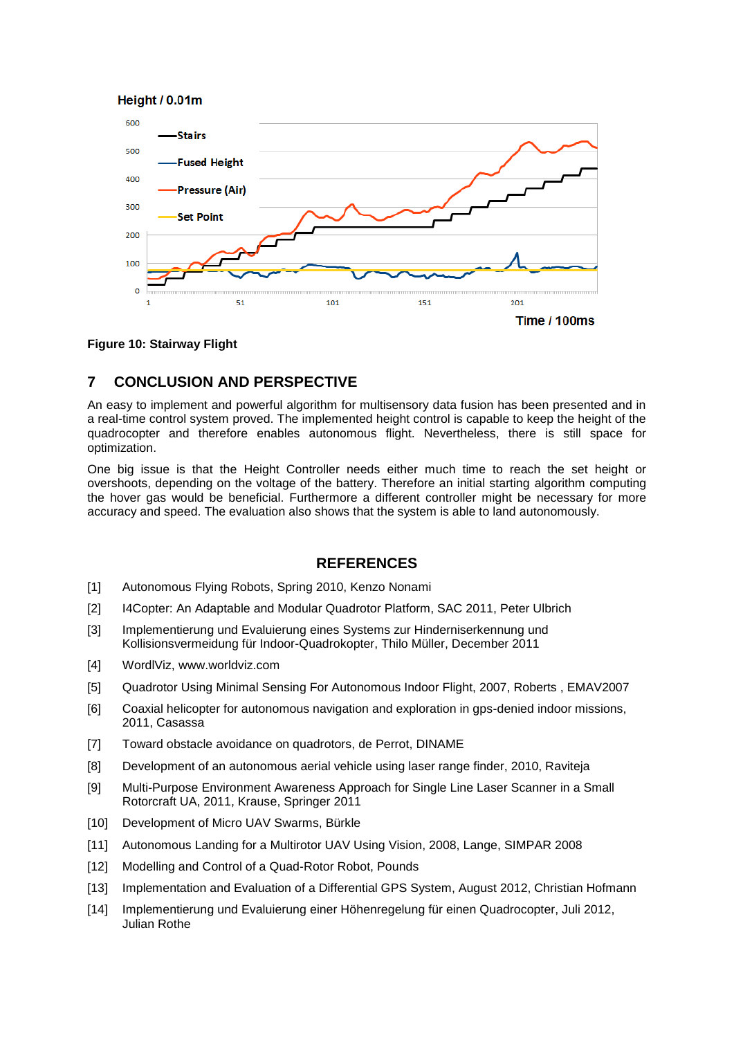Height / 0.01m

600
500
400
300
200
100
0

Stairs
Fused Height
Pressure (Air)
Set Point

1
51
101
151
201

Time / 100ms

**Figure 10: Stairway Flight**

## 7 CONCLUSION AND PERSPECTIVE

An easy to implement and powerful algorithm for multisensory data fusion has been presented and in a real-time control system proved. The implemented height control is capable to keep the height of the quadrocopter and therefore enables autonomous flight. Nevertheless, there is still space for optimization.

One big issue is that the Height Controller needs either much time to reach the set height or overshoots, depending on the voltage of the battery. Therefore an initial starting algorithm computing the hover gas would be beneficial. Furthermore a different controller might be necessary for more accuracy and speed. The evaluation also shows that the system is able to land autonomously.

## REFERENCES

[1] Autonomous Flying Robots, Spring 2010, Kenzo Nonami

[2] I4Copter: An Adaptable and Modular Quadrotor Platform, SAC 2011, Peter Ulbrich

[3] Implementierung und Evaluierung eines Systems zur Hinderniserkennung und Kollisionsvermeidung für Indoor-Quadrokopter, Thilo Müller, December 2011

[4] WordlViz, www.worldviz.com

[5] Quadrotor Using Minimal Sensing For Autonomous Indoor Flight, 2007, Roberts , EMAV2007

[6] Coaxial helicopter for autonomous navigation and exploration in gps-denied indoor missions, 2011, Casassa

[7] Toward obstacle avoidance on quadrotors, de Perrot, DINAME

[8] Development of an autonomous aerial vehicle using laser range finder, 2010, Raviteja

[9] Multi-Purpose Environment Awareness Approach for Single Line Laser Scanner in a Small Rotorcraft UA, 2011, Krause, Springer 2011

[10] Development of Micro UAV Swarms, Bürkle

[11] Autonomous Landing for a Multirotor UAV Using Vision, 2008, Lange, SIMPAR 2008

[12] Modelling and Control of a Quad-Rotor Robot, Pounds

[13] Implementation and Evaluation of a Differential GPS System, August 2012, Christian Hofmann

[14] Implementierung und Evaluierung einer Höhenregelung für einen Quadrocopter, Juli 2012, Julian Rothe